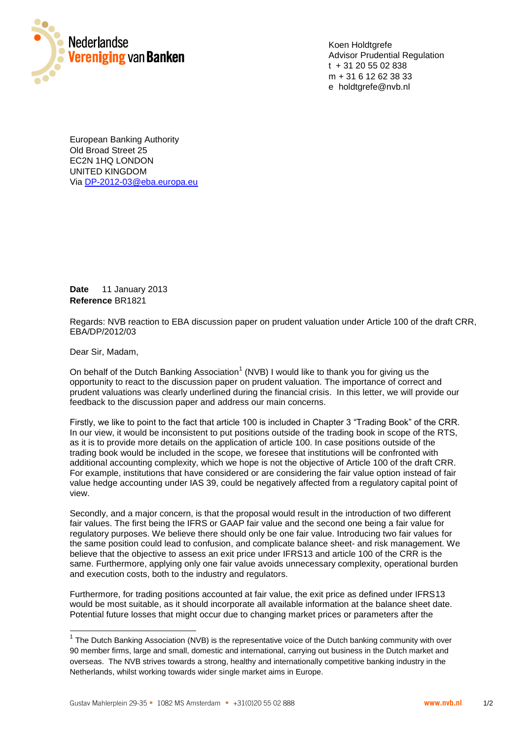Nederlandse Vereniging van Banken

Koen Holdtgrefe
Advisor Prudential Regulation
t + 31 20 55 02 838
m + 31 6 12 62 38 33
e holdtgrefe@nvb.nl

European Banking Authority
Old Broad Street 25
EC2N 1HQ LONDON
UNITED KINGDOM
Via DP-2012-03@eba.europa.eu

**Date** 11 January 2013
**Reference** BR1821

Regards: NVB reaction to EBA discussion paper on prudent valuation under Article 100 of the draft CRR, EBA/DP/2012/03

Dear Sir, Madam,

On behalf of the Dutch Banking Association[1] (NVB) I would like to thank you for giving us the opportunity to react to the discussion paper on prudent valuation. The importance of correct and prudent valuations was clearly underlined during the financial crisis. In this letter, we will provide our feedback to the discussion paper and address our main concerns.

Firstly, we like to point to the fact that article 100 is included in Chapter 3 "Trading Book" of the CRR. In our view, it would be inconsistent to put positions outside of the trading book in scope of the RTS, as it is to provide more details on the application of article 100. In case positions outside of the trading book would be included in the scope, we foresee that institutions will be confronted with additional accounting complexity, which we hope is not the objective of Article 100 of the draft CRR. For example, institutions that have considered or are considering the fair value option instead of fair value hedge accounting under IAS 39, could be negatively affected from a regulatory capital point of view.

Secondly, and a major concern, is that the proposal would result in the introduction of two different fair values. The first being the IFRS or GAAP fair value and the second one being a fair value for regulatory purposes. We believe there should only be one fair value. Introducing two fair values for the same position could lead to confusion, and complicate balance sheet- and risk management. We believe that the objective to assess an exit price under IFRS13 and article 100 of the CRR is the same. Furthermore, applying only one fair value avoids unnecessary complexity, operational burden and execution costs, both to the industry and regulators.

Furthermore, for trading positions accounted at fair value, the exit price as defined under IFRS13 would be most suitable, as it should incorporate all available information at the balance sheet date. Potential future losses that might occur due to changing market prices or parameters after the

[1] The Dutch Banking Association (NVB) is the representative voice of the Dutch banking community with over 90 member firms, large and small, domestic and international, carrying out business in the Dutch market and overseas. The NVB strives towards a strong, healthy and internationally competitive banking industry in the Netherlands, whilst working towards wider single market aims in Europe.

Gustav Mahlerplein 29-35 • 1082 MS Amsterdam • +31(0)20 55 02 888 www.nvb.nl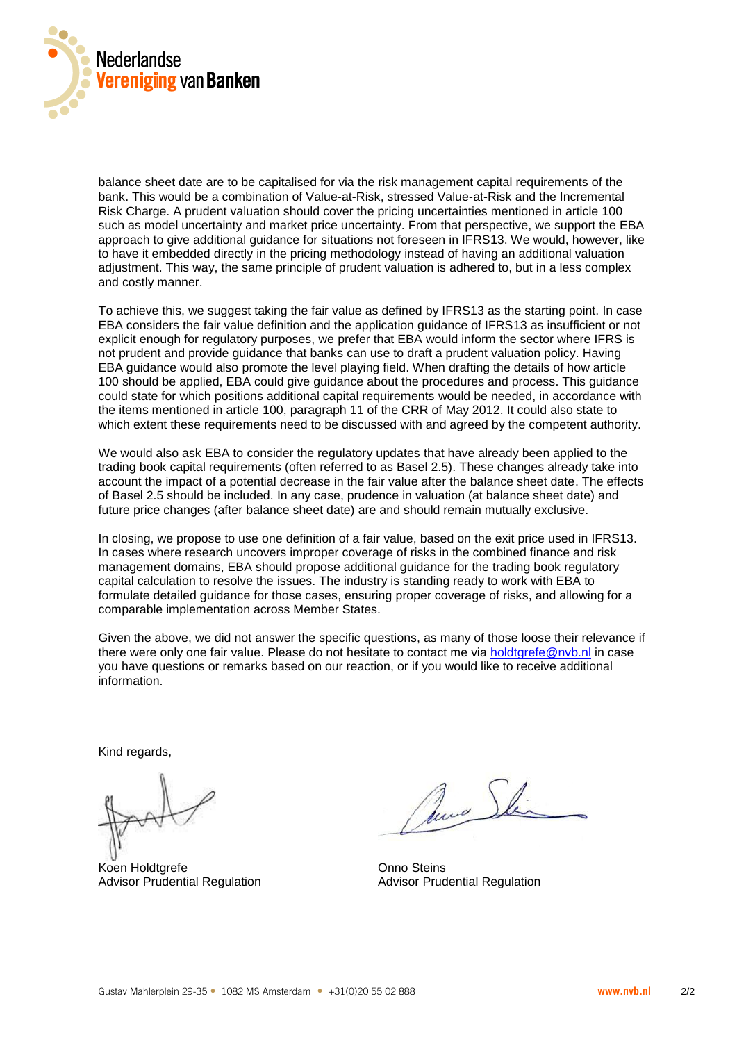balance sheet date are to be capitalised for via the risk management capital requirements of the bank. This would be a combination of Value-at-Risk, stressed Value-at-Risk and the Incremental Risk Charge. A prudent valuation should cover the pricing uncertainties mentioned in article 100 such as model uncertainty and market price uncertainty. From that perspective, we support the EBA approach to give additional guidance for situations not foreseen in IFRS13. We would, however, like to have it embedded directly in the pricing methodology instead of having an additional valuation adjustment. This way, the same principle of prudent valuation is adhered to, but in a less complex and costly manner.

To achieve this, we suggest taking the fair value as defined by IFRS13 as the starting point. In case EBA considers the fair value definition and the application guidance of IFRS13 as insufficient or not explicit enough for regulatory purposes, we prefer that EBA would inform the sector where IFRS is not prudent and provide guidance that banks can use to draft a prudent valuation policy. Having EBA guidance would also promote the level playing field. When drafting the details of how article 100 should be applied, EBA could give guidance about the procedures and process. This guidance could state for which positions additional capital requirements would be needed, in accordance with the items mentioned in article 100, paragraph 11 of the CRR of May 2012. It could also state to which extent these requirements need to be discussed with and agreed by the competent authority.

We would also ask EBA to consider the regulatory updates that have already been applied to the trading book capital requirements (often referred to as Basel 2.5). These changes already take into account the impact of a potential decrease in the fair value after the balance sheet date. The effects of Basel 2.5 should be included. In any case, prudence in valuation (at balance sheet date) and future price changes (after balance sheet date) are and should remain mutually exclusive.

In closing, we propose to use one definition of a fair value, based on the exit price used in IFRS13. In cases where research uncovers improper coverage of risks in the combined finance and risk management domains, EBA should propose additional guidance for the trading book regulatory capital calculation to resolve the issues. The industry is standing ready to work with EBA to formulate detailed guidance for those cases, ensuring proper coverage of risks, and allowing for a comparable implementation across Member States.

Given the above, we did not answer the specific questions, as many of those loose their relevance if there were only one fair value. Please do not hesitate to contact me via holdtgrefe@nvb.nl in case you have questions or remarks based on our reaction, or if you would like to receive additional information.

Kind regards,

Koen Holdtgrefe
Advisor Prudential Regulation

Onno Steins
Advisor Prudential Regulation

Gustav Mahlerplein 29-35 • 1082 MS Amsterdam • +31(0)20 55 02 888 www.nvb.nl